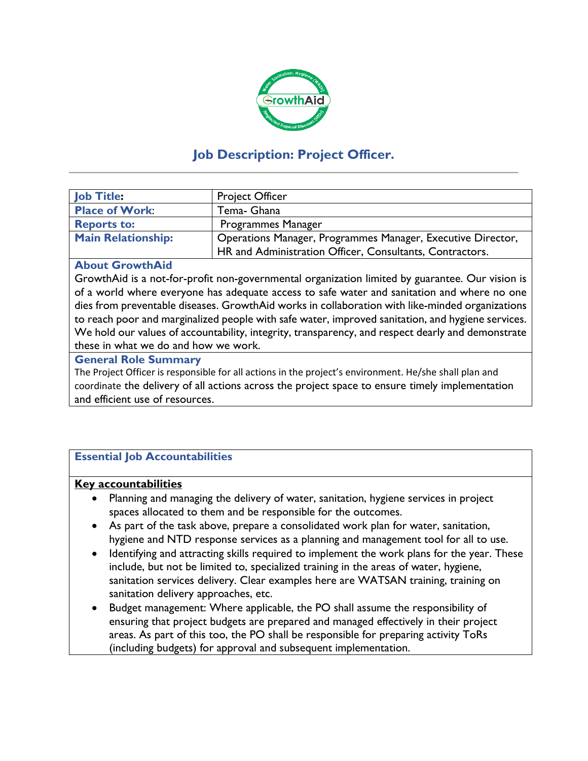# Job Description: Project Officer.

| | |
|---|---|
| **Job Title:** | Project Officer |
| **Place of Work:** | Tema- Ghana |
| **Reports to:** | Programmes Manager |
| **Main Relationship:** | Operations Manager, Programmes Manager, Executive Director, HR and Administration Officer, Consultants, Contractors. |

## About GrowthAid

GrowthAid is a not-for-profit non-governmental organization limited by guarantee. Our vision is of a world where everyone has adequate access to safe water and sanitation and where no one dies from preventable diseases. GrowthAid works in collaboration with like-minded organizations to reach poor and marginalized people with safe water, improved sanitation, and hygiene services. We hold our values of accountability, integrity, transparency, and respect dearly and demonstrate these in what we do and how we work.

## General Role Summary

The Project Officer is responsible for all actions in the project's environment. He/she shall plan and coordinate the delivery of all actions across the project space to ensure timely implementation and efficient use of resources.

## Essential Job Accountabilities

**Key accountabilities**

- Planning and managing the delivery of water, sanitation, hygiene services in project spaces allocated to them and be responsible for the outcomes.
- As part of the task above, prepare a consolidated work plan for water, sanitation, hygiene and NTD response services as a planning and management tool for all to use.
- Identifying and attracting skills required to implement the work plans for the year. These include, but not be limited to, specialized training in the areas of water, hygiene, sanitation services delivery. Clear examples here are WATSAN training, training on sanitation delivery approaches, etc.
- Budget management: Where applicable, the PO shall assume the responsibility of ensuring that project budgets are prepared and managed effectively in their project areas. As part of this too, the PO shall be responsible for preparing activity ToRs (including budgets) for approval and subsequent implementation.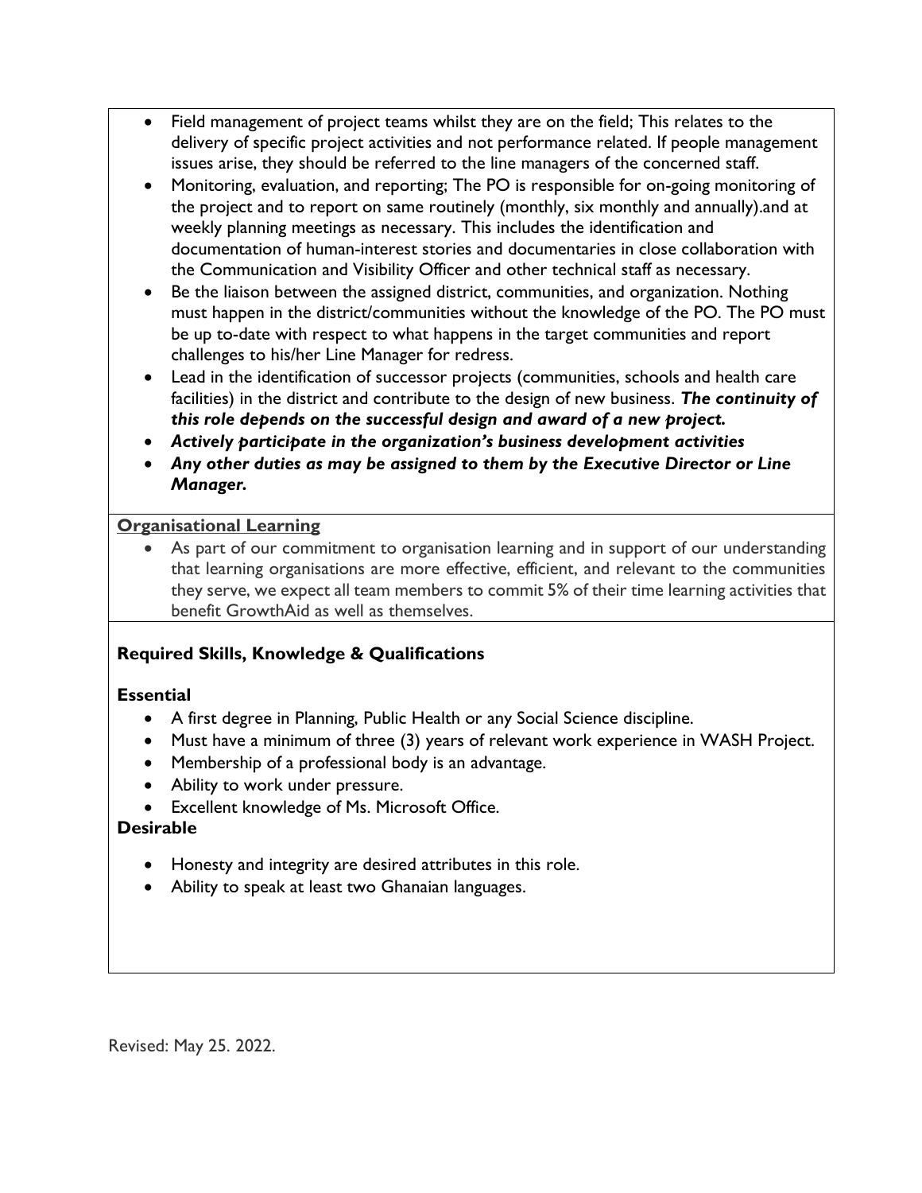- Field management of project teams whilst they are on the field; This relates to the delivery of specific project activities and not performance related. If people management issues arise, they should be referred to the line managers of the concerned staff.
- Monitoring, evaluation, and reporting; The PO is responsible for on-going monitoring of the project and to report on same routinely (monthly, six monthly and annually).and at weekly planning meetings as necessary. This includes the identification and documentation of human-interest stories and documentaries in close collaboration with the Communication and Visibility Officer and other technical staff as necessary.
- Be the liaison between the assigned district, communities, and organization. Nothing must happen in the district/communities without the knowledge of the PO. The PO must be up to-date with respect to what happens in the target communities and report challenges to his/her Line Manager for redress.
- Lead in the identification of successor projects (communities, schools and health care facilities) in the district and contribute to the design of new business. ***The continuity of this role depends on the successful design and award of a new project.***
- ***Actively participate in the organization's business development activities***
- ***Any other duties as may be assigned to them by the Executive Director or Line Manager.***

**Organisational Learning**

- As part of our commitment to organisation learning and in support of our understanding that learning organisations are more effective, efficient, and relevant to the communities they serve, we expect all team members to commit 5% of their time learning activities that benefit GrowthAid as well as themselves.

**Required Skills, Knowledge & Qualifications**

**Essential**

- A first degree in Planning, Public Health or any Social Science discipline.
- Must have a minimum of three (3) years of relevant work experience in WASH Project.
- Membership of a professional body is an advantage.
- Ability to work under pressure.
- Excellent knowledge of Ms. Microsoft Office.

**Desirable**

- Honesty and integrity are desired attributes in this role.
- Ability to speak at least two Ghanaian languages.

Revised: May 25. 2022.